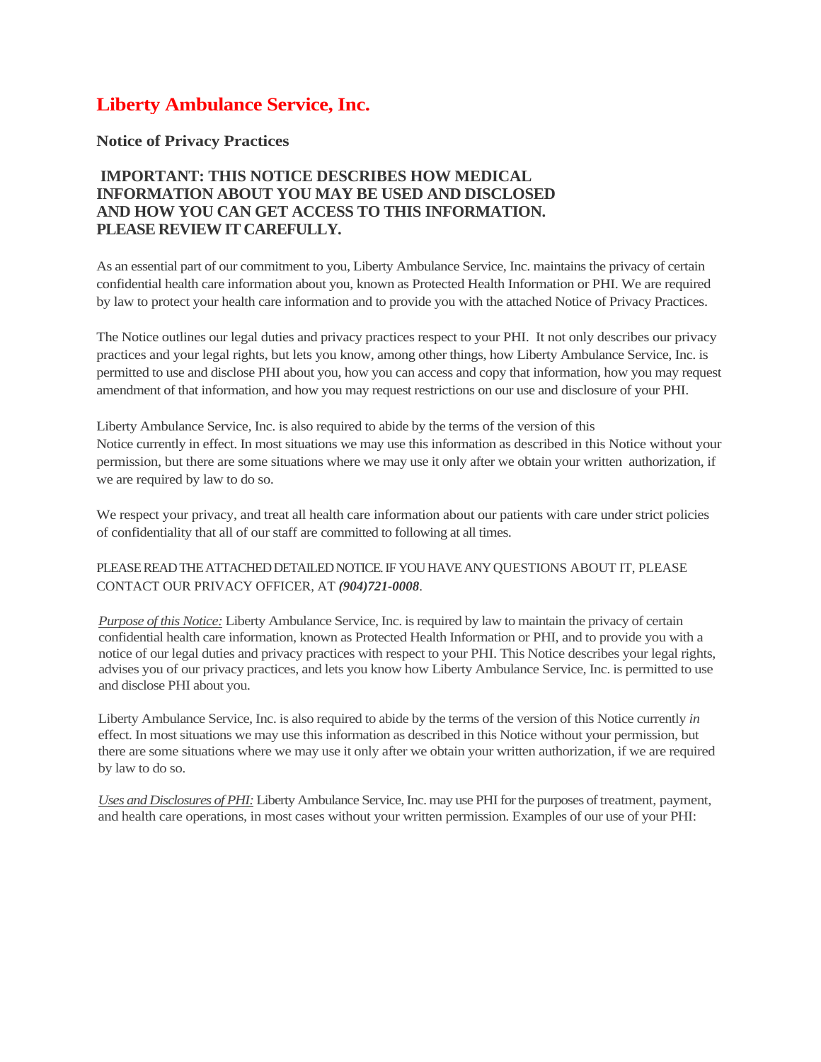# Liberty Ambulance Service, Inc.

## Notice of Privacy Practices

### IMPORTANT: THIS NOTICE DESCRIBES HOW MEDICAL INFORMATION ABOUT YOU MAY BE USED AND DISCLOSED AND HOW YOU CAN GET ACCESS TO THIS INFORMATION. PLEASE REVIEW IT CAREFULLY.

As an essential part of our commitment to you, Liberty Ambulance Service, Inc. maintains the privacy of certain confidential health care information about you, known as Protected Health Information or PHI. We are required by law to protect your health care information and to provide you with the attached Notice of Privacy Practices.

The Notice outlines our legal duties and privacy practices respect to your PHI. It not only describes our privacy practices and your legal rights, but lets you know, among other things, how Liberty Ambulance Service, Inc. is permitted to use and disclose PHI about you, how you can access and copy that information, how you may request amendment of that information, and how you may request restrictions on our use and disclosure of your PHI.

Liberty Ambulance Service, Inc. is also required to abide by the terms of the version of this Notice currently in effect. In most situations we may use this information as described in this Notice without your permission, but there are some situations where we may use it only after we obtain your written authorization, if we are required by law to do so.

We respect your privacy, and treat all health care information about our patients with care under strict policies of confidentiality that all of our staff are committed to following at all times.

PLEASE READ THE ATTACHED DETAILED NOTICE. IF YOU HAVE ANY QUESTIONS ABOUT IT, PLEASE CONTACT OUR PRIVACY OFFICER, AT ***(904)721-0008***.

*Purpose of this Notice:* Liberty Ambulance Service, Inc. is required by law to maintain the privacy of certain confidential health care information, known as Protected Health Information or PHI, and to provide you with a notice of our legal duties and privacy practices with respect to your PHI. This Notice describes your legal rights, advises you of our privacy practices, and lets you know how Liberty Ambulance Service, Inc. is permitted to use and disclose PHI about you.

Liberty Ambulance Service, Inc. is also required to abide by the terms of the version of this Notice currently *in* effect. In most situations we may use this information as described in this Notice without your permission, but there are some situations where we may use it only after we obtain your written authorization, if we are required by law to do so.

*Uses and Disclosures of PHI:* Liberty Ambulance Service, Inc. may use PHI for the purposes of treatment, payment, and health care operations, in most cases without your written permission. Examples of our use of your PHI: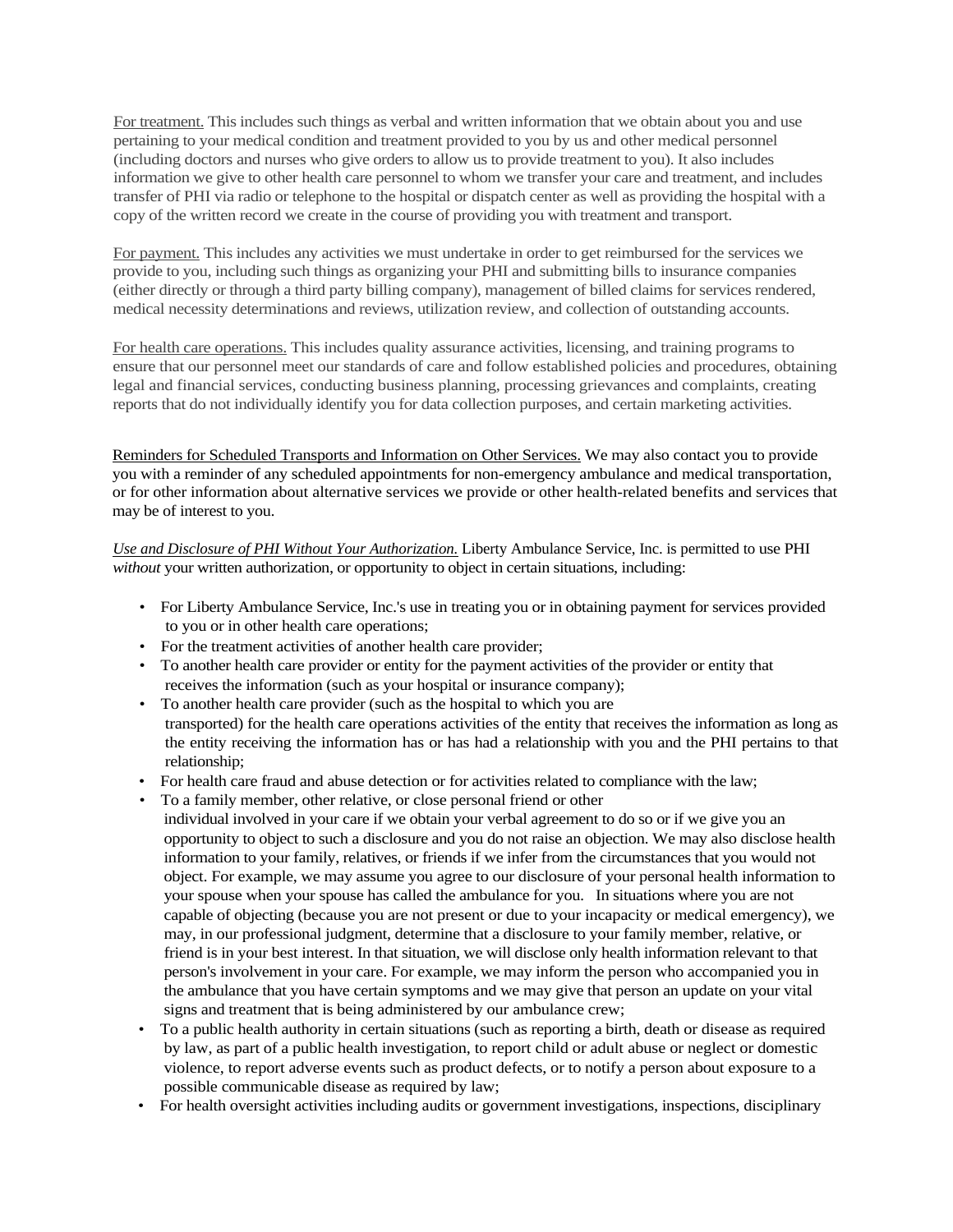<u>For treatment.</u> This includes such things as verbal and written information that we obtain about you and use pertaining to your medical condition and treatment provided to you by us and other medical personnel (including doctors and nurses who give orders to allow us to provide treatment to you). It also includes information we give to other health care personnel to whom we transfer your care and treatment, and includes transfer of PHI via radio or telephone to the hospital or dispatch center as well as providing the hospital with a copy of the written record we create in the course of providing you with treatment and transport.

<u>For payment.</u> This includes any activities we must undertake in order to get reimbursed for the services we provide to you, including such things as organizing your PHI and submitting bills to insurance companies (either directly or through a third party billing company), management of billed claims for services rendered, medical necessity determinations and reviews, utilization review, and collection of outstanding accounts.

<u>For health care operations.</u> This includes quality assurance activities, licensing, and training programs to ensure that our personnel meet our standards of care and follow established policies and procedures, obtaining legal and financial services, conducting business planning, processing grievances and complaints, creating reports that do not individually identify you for data collection purposes, and certain marketing activities.

<u>Reminders for Scheduled Transports and Information on Other Services.</u> We may also contact you to provide you with a reminder of any scheduled appointments for non-emergency ambulance and medical transportation, or for other information about alternative services we provide or other health-related benefits and services that may be of interest to you.

*<u>Use and Disclosure of PHI Without Your Authorization.</u>* Liberty Ambulance Service, Inc. is permitted to use PHI *without* your written authorization, or opportunity to object in certain situations, including:

- For Liberty Ambulance Service, Inc.'s use in treating you or in obtaining payment for services provided to you or in other health care operations;
- For the treatment activities of another health care provider;
- To another health care provider or entity for the payment activities of the provider or entity that receives the information (such as your hospital or insurance company);
- To another health care provider (such as the hospital to which you are transported) for the health care operations activities of the entity that receives the information as long as the entity receiving the information has or has had a relationship with you and the PHI pertains to that relationship;
- For health care fraud and abuse detection or for activities related to compliance with the law;
- To a family member, other relative, or close personal friend or other individual involved in your care if we obtain your verbal agreement to do so or if we give you an opportunity to object to such a disclosure and you do not raise an objection. We may also disclose health information to your family, relatives, or friends if we infer from the circumstances that you would not object. For example, we may assume you agree to our disclosure of your personal health information to your spouse when your spouse has called the ambulance for you. In situations where you are not capable of objecting (because you are not present or due to your incapacity or medical emergency), we may, in our professional judgment, determine that a disclosure to your family member, relative, or friend is in your best interest. In that situation, we will disclose only health information relevant to that person's involvement in your care. For example, we may inform the person who accompanied you in the ambulance that you have certain symptoms and we may give that person an update on your vital signs and treatment that is being administered by our ambulance crew;
- To a public health authority in certain situations (such as reporting a birth, death or disease as required by law, as part of a public health investigation, to report child or adult abuse or neglect or domestic violence, to report adverse events such as product defects, or to notify a person about exposure to a possible communicable disease as required by law;
- For health oversight activities including audits or government investigations, inspections, disciplinary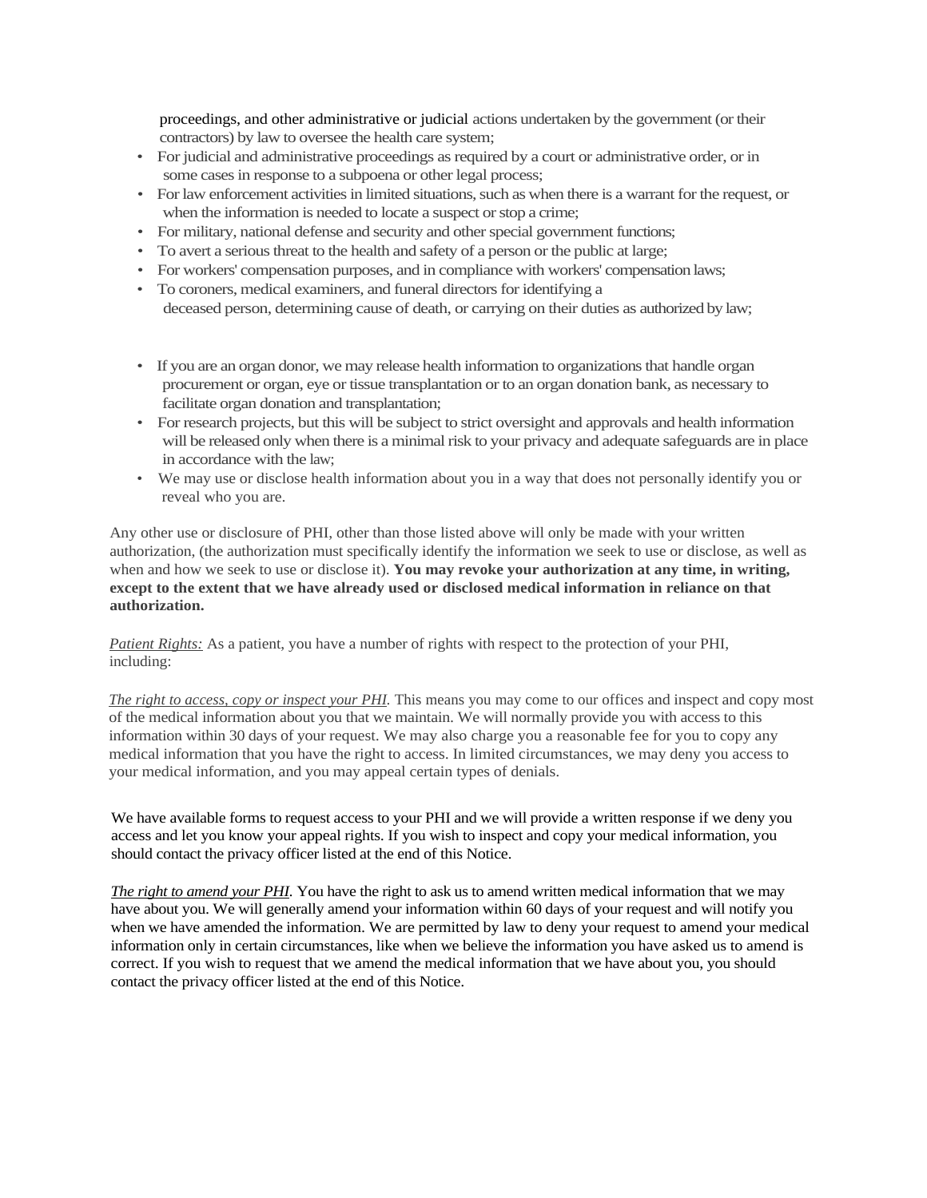proceedings, and other administrative or judicial actions undertaken by the government (or their contractors) by law to oversee the health care system;

- For judicial and administrative proceedings as required by a court or administrative order, or in some cases in response to a subpoena or other legal process;
- For law enforcement activities in limited situations, such as when there is a warrant for the request, or when the information is needed to locate a suspect or stop a crime;
- For military, national defense and security and other special government functions;
- To avert a serious threat to the health and safety of a person or the public at large;
- For workers' compensation purposes, and in compliance with workers' compensation laws;
- To coroners, medical examiners, and funeral directors for identifying a deceased person, determining cause of death, or carrying on their duties as authorized by law;
- If you are an organ donor, we may release health information to organizations that handle organ procurement or organ, eye or tissue transplantation or to an organ donation bank, as necessary to facilitate organ donation and transplantation;
- For research projects, but this will be subject to strict oversight and approvals and health information will be released only when there is a minimal risk to your privacy and adequate safeguards are in place in accordance with the law;
- We may use or disclose health information about you in a way that does not personally identify you or reveal who you are.

Any other use or disclosure of PHI, other than those listed above will only be made with your written authorization, (the authorization must specifically identify the information we seek to use or disclose, as well as when and how we seek to use or disclose it). **You may revoke your authorization at any time, in writing, except to the extent that we have already used or disclosed medical information in reliance on that authorization.**

*Patient Rights:* As a patient, you have a number of rights with respect to the protection of your PHI, including:

*The right to access, copy or inspect your PHI.* This means you may come to our offices and inspect and copy most of the medical information about you that we maintain. We will normally provide you with access to this information within 30 days of your request. We may also charge you a reasonable fee for you to copy any medical information that you have the right to access. In limited circumstances, we may deny you access to your medical information, and you may appeal certain types of denials.

We have available forms to request access to your PHI and we will provide a written response if we deny you access and let you know your appeal rights. If you wish to inspect and copy your medical information, you should contact the privacy officer listed at the end of this Notice.

*The right to amend your PHI.* You have the right to ask us to amend written medical information that we may have about you. We will generally amend your information within 60 days of your request and will notify you when we have amended the information. We are permitted by law to deny your request to amend your medical information only in certain circumstances, like when we believe the information you have asked us to amend is correct. If you wish to request that we amend the medical information that we have about you, you should contact the privacy officer listed at the end of this Notice.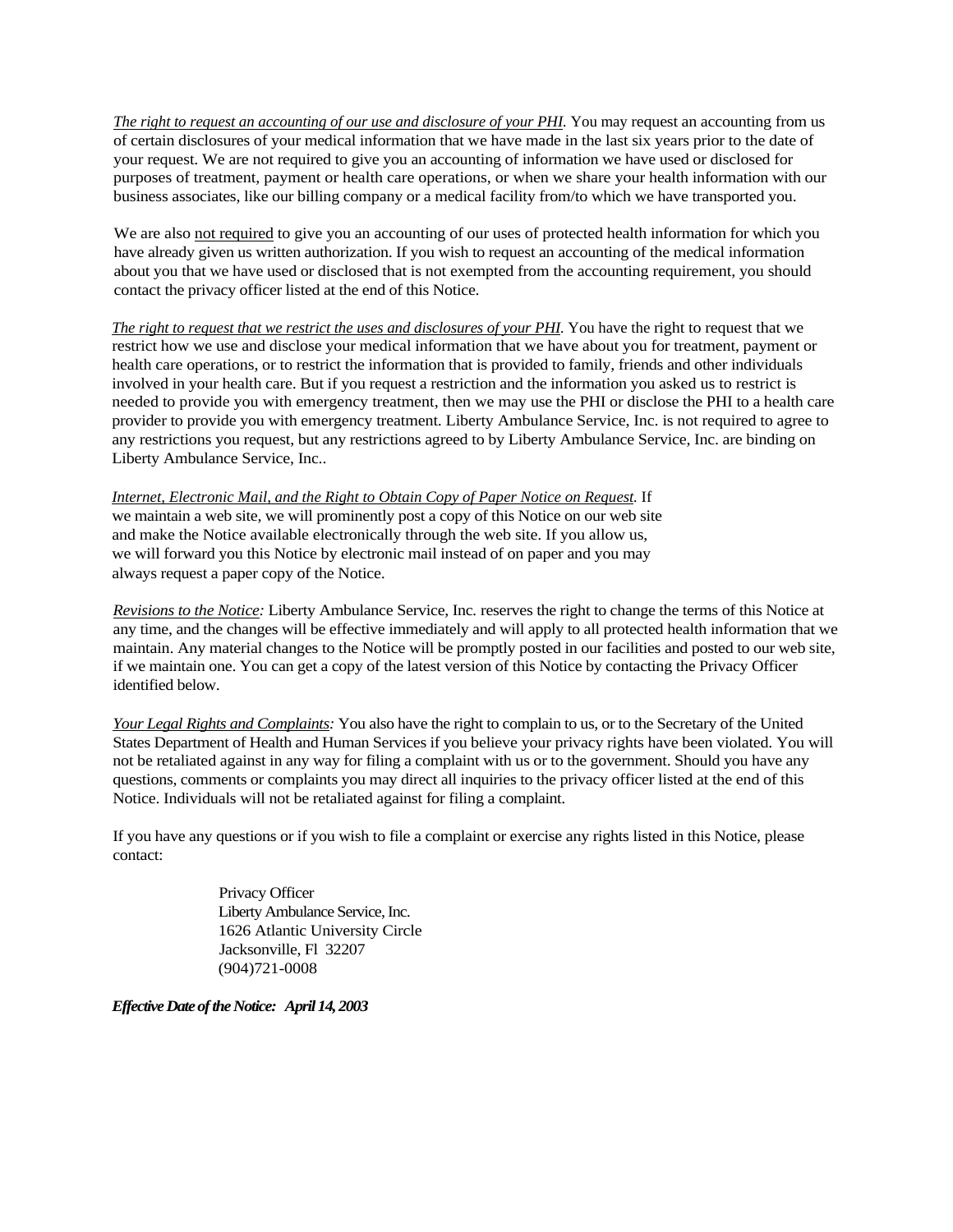*The right to request an accounting of our use and disclosure of your PHI.* You may request an accounting from us of certain disclosures of your medical information that we have made in the last six years prior to the date of your request. We are not required to give you an accounting of information we have used or disclosed for purposes of treatment, payment or health care operations, or when we share your health information with our business associates, like our billing company or a medical facility from/to which we have transported you.

We are also not required to give you an accounting of our uses of protected health information for which you have already given us written authorization. If you wish to request an accounting of the medical information about you that we have used or disclosed that is not exempted from the accounting requirement, you should contact the privacy officer listed at the end of this Notice.

*The right to request that we restrict the uses and disclosures of your PHI.* You have the right to request that we restrict how we use and disclose your medical information that we have about you for treatment, payment or health care operations, or to restrict the information that is provided to family, friends and other individuals involved in your health care. But if you request a restriction and the information you asked us to restrict is needed to provide you with emergency treatment, then we may use the PHI or disclose the PHI to a health care provider to provide you with emergency treatment. Liberty Ambulance Service, Inc. is not required to agree to any restrictions you request, but any restrictions agreed to by Liberty Ambulance Service, Inc. are binding on Liberty Ambulance Service, Inc..

*Internet, Electronic Mail, and the Right to Obtain Copy of Paper Notice on Request.* If we maintain a web site, we will prominently post a copy of this Notice on our web site and make the Notice available electronically through the web site. If you allow us, we will forward you this Notice by electronic mail instead of on paper and you may always request a paper copy of the Notice.

*Revisions to the Notice:* Liberty Ambulance Service, Inc. reserves the right to change the terms of this Notice at any time, and the changes will be effective immediately and will apply to all protected health information that we maintain. Any material changes to the Notice will be promptly posted in our facilities and posted to our web site, if we maintain one. You can get a copy of the latest version of this Notice by contacting the Privacy Officer identified below.

*Your Legal Rights and Complaints:* You also have the right to complain to us, or to the Secretary of the United States Department of Health and Human Services if you believe your privacy rights have been violated. You will not be retaliated against in any way for filing a complaint with us or to the government. Should you have any questions, comments or complaints you may direct all inquiries to the privacy officer listed at the end of this Notice. Individuals will not be retaliated against for filing a complaint.

If you have any questions or if you wish to file a complaint or exercise any rights listed in this Notice, please contact:

Privacy Officer
Liberty Ambulance Service, Inc.
1626 Atlantic University Circle
Jacksonville, Fl 32207
(904)721-0008

***Effective Date of the Notice: April 14, 2003***